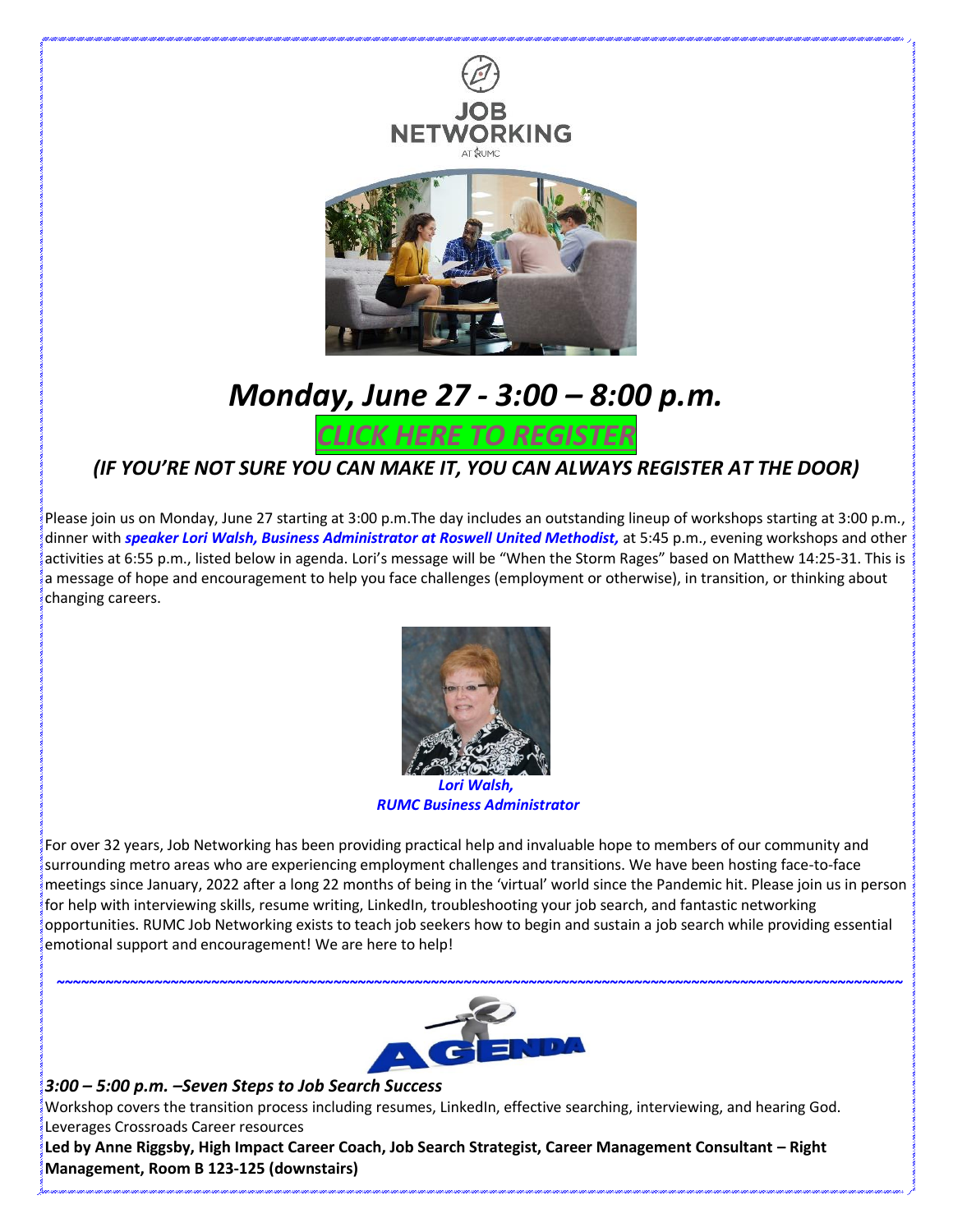JOB NETWORKING AT RUMC

# *Monday, June 27 - 3:00 – 8:00 p.m.*

## *CLICK HERE TO REGISTER*

### *(IF YOU'RE NOT SURE YOU CAN MAKE IT, YOU CAN ALWAYS REGISTER AT THE DOOR)*

Please join us on Monday, June 27 starting at 3:00 p.m.The day includes an outstanding lineup of workshops starting at 3:00 p.m., dinner with ***speaker Lori Walsh, Business Administrator at Roswell United Methodist,*** at 5:45 p.m., evening workshops and other activities at 6:55 p.m., listed below in agenda. Lori's message will be "When the Storm Rages" based on Matthew 14:25-31. This is a message of hope and encouragement to help you face challenges (employment or otherwise), in transition, or thinking about changing careers.

***Lori Walsh,***
***RUMC Business Administrator***

For over 32 years, Job Networking has been providing practical help and invaluable hope to members of our community and surrounding metro areas who are experiencing employment challenges and transitions. We have been hosting face-to-face meetings since January, 2022 after a long 22 months of being in the 'virtual' world since the Pandemic hit. Please join us in person for help with interviewing skills, resume writing, LinkedIn, troubleshooting your job search, and fantastic networking opportunities. RUMC Job Networking exists to teach job seekers how to begin and sustain a job search while providing essential emotional support and encouragement! We are here to help!

~~~~~~~~~~~~~~~~~~~~~~~~~~~~~~~~~~~~~~~~~~~~~~~~~~~~~~~~~~~~~~~~~~~~~~~~~~~~~~~~~~~~~~~~~~~~~~~~

## AGENDA

***3:00 – 5:00 p.m. –Seven Steps to Job Search Success***

Workshop covers the transition process including resumes, LinkedIn, effective searching, interviewing, and hearing God. Leverages Crossroads Career resources

**Led by Anne Riggsby, High Impact Career Coach, Job Search Strategist, Career Management Consultant – Right Management, Room B 123-125 (downstairs)**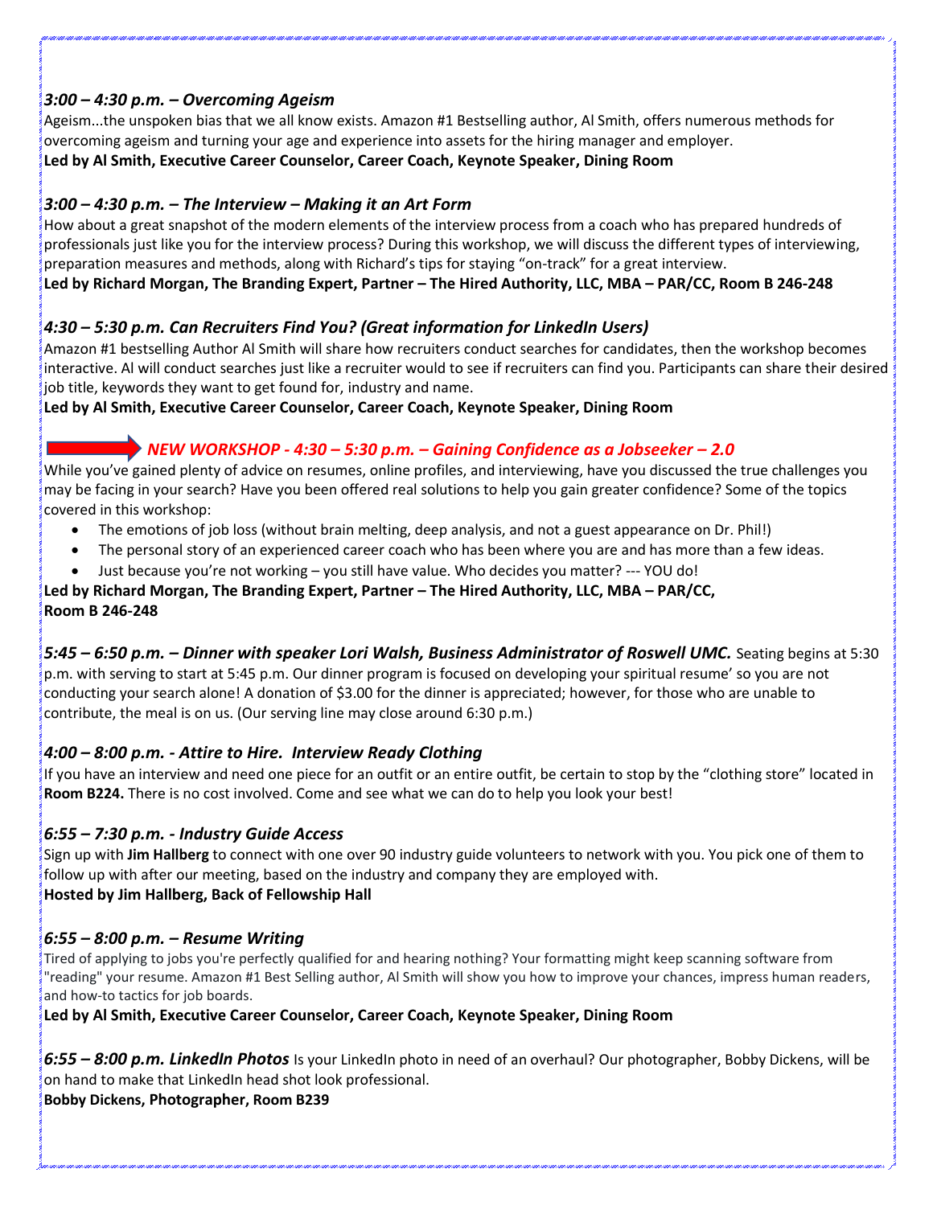### *3:00 – 4:30 p.m. – Overcoming Ageism*

Ageism...the unspoken bias that we all know exists. Amazon #1 Bestselling author, Al Smith, offers numerous methods for overcoming ageism and turning your age and experience into assets for the hiring manager and employer.

**Led by Al Smith, Executive Career Counselor, Career Coach, Keynote Speaker, Dining Room**

### *3:00 – 4:30 p.m. – The Interview – Making it an Art Form*

How about a great snapshot of the modern elements of the interview process from a coach who has prepared hundreds of professionals just like you for the interview process? During this workshop, we will discuss the different types of interviewing, preparation measures and methods, along with Richard's tips for staying "on-track" for a great interview.

**Led by Richard Morgan, The Branding Expert, Partner – The Hired Authority, LLC, MBA – PAR/CC, Room B 246-248**

### *4:30 – 5:30 p.m. Can Recruiters Find You? (Great information for LinkedIn Users)*

Amazon #1 bestselling Author Al Smith will share how recruiters conduct searches for candidates, then the workshop becomes interactive. Al will conduct searches just like a recruiter would to see if recruiters can find you. Participants can share their desired job title, keywords they want to get found for, industry and name.

**Led by Al Smith, Executive Career Counselor, Career Coach, Keynote Speaker, Dining Room**

### *NEW WORKSHOP - 4:30 – 5:30 p.m. – Gaining Confidence as a Jobseeker – 2.0*

While you've gained plenty of advice on resumes, online profiles, and interviewing, have you discussed the true challenges you may be facing in your search? Have you been offered real solutions to help you gain greater confidence? Some of the topics covered in this workshop:

- The emotions of job loss (without brain melting, deep analysis, and not a guest appearance on Dr. Phil!)
- The personal story of an experienced career coach who has been where you are and has more than a few ideas.
- Just because you're not working – you still have value. Who decides you matter? --- YOU do!

**Led by Richard Morgan, The Branding Expert, Partner – The Hired Authority, LLC, MBA – PAR/CC, Room B 246-248**

***5:45 – 6:50 p.m. – Dinner with speaker Lori Walsh, Business Administrator of Roswell UMC.*** Seating begins at 5:30 p.m. with serving to start at 5:45 p.m. Our dinner program is focused on developing your spiritual resume' so you are not conducting your search alone! A donation of $3.00 for the dinner is appreciated; however, for those who are unable to contribute, the meal is on us. (Our serving line may close around 6:30 p.m.)

### *4:00 – 8:00 p.m. - Attire to Hire. Interview Ready Clothing*

If you have an interview and need one piece for an outfit or an entire outfit, be certain to stop by the "clothing store" located in **Room B224.** There is no cost involved. Come and see what we can do to help you look your best!

### *6:55 – 7:30 p.m. - Industry Guide Access*

Sign up with **Jim Hallberg** to connect with one over 90 industry guide volunteers to network with you. You pick one of them to follow up with after our meeting, based on the industry and company they are employed with.

**Hosted by Jim Hallberg, Back of Fellowship Hall**

### *6:55 – 8:00 p.m. – Resume Writing*

Tired of applying to jobs you're perfectly qualified for and hearing nothing? Your formatting might keep scanning software from "reading" your resume. Amazon #1 Best Selling author, Al Smith will show you how to improve your chances, impress human readers, and how-to tactics for job boards.

**Led by Al Smith, Executive Career Counselor, Career Coach, Keynote Speaker, Dining Room**

***6:55 – 8:00 p.m. LinkedIn Photos*** Is your LinkedIn photo in need of an overhaul? Our photographer, Bobby Dickens, will be on hand to make that LinkedIn head shot look professional.

**Bobby Dickens, Photographer, Room B239**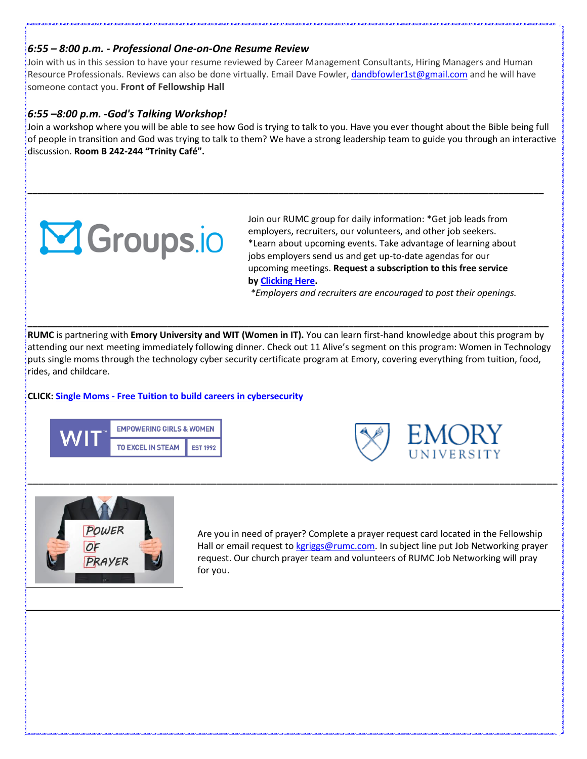### *6:55 – 8:00 p.m. - Professional One-on-One Resume Review*

Join with us in this session to have your resume reviewed by Career Management Consultants, Hiring Managers and Human Resource Professionals. Reviews can also be done virtually. Email Dave Fowler, dandbfowler1st@gmail.com and he will have someone contact you. **Front of Fellowship Hall**

### *6:55 –8:00 p.m. -God's Talking Workshop!*

Join a workshop where you will be able to see how God is trying to talk to you. Have you ever thought about the Bible being full of people in transition and God was trying to talk to them? We have a strong leadership team to guide you through an interactive discussion. **Room B 242-244 "Trinity Café".**

---

Groups.io

Join our RUMC group for daily information: *Get job leads from employers, recruiters, our volunteers, and other job seekers. *Learn about upcoming events. Take advantage of learning about jobs employers send us and get up-to-date agendas for our upcoming meetings. **Request a subscription to this free service by Clicking Here.**

*\*Employers and recruiters are encouraged to post their openings.*

---

**RUMC** is partnering with **Emory University and WIT (Women in IT).** You can learn first-hand knowledge about this program by attending our next meeting immediately following dinner. Check out 11 Alive's segment on this program: Women in Technology puts single moms through the technology cyber security certificate program at Emory, covering everything from tuition, food, rides, and childcare.

**CLICK: Single Moms - Free Tuition to build careers in cybersecurity**

WIT™ EMPOWERING GIRLS & WOMEN TO EXCEL IN STEAM EST 1992

EMORY UNIVERSITY

---

POWER OF PRAYER

Are you in need of prayer? Complete a prayer request card located in the Fellowship Hall or email request to kgriggs@rumc.com. In subject line put Job Networking prayer request. Our church prayer team and volunteers of RUMC Job Networking will pray for you.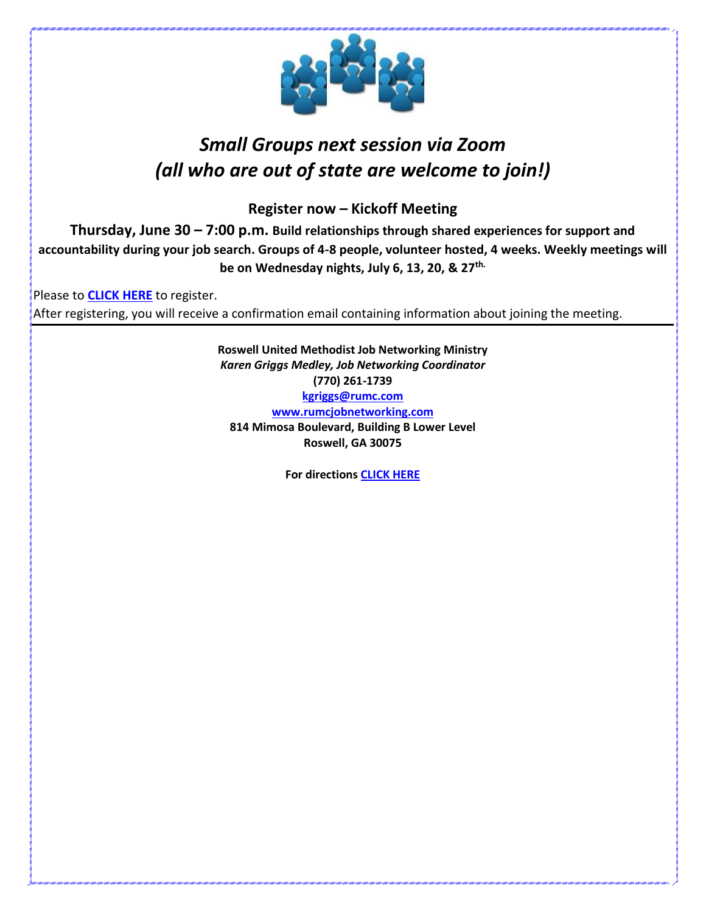## *Small Groups next session via Zoom (all who are out of state are welcome to join!)*

**Register now – Kickoff Meeting**

**Thursday, June 30 – 7:00 p.m. Build relationships through shared experiences for support and accountability during your job search. Groups of 4-8 people, volunteer hosted, 4 weeks. Weekly meetings will be on Wednesday nights, July 6, 13, 20, & 27th.**

Please to **CLICK HERE** to register.

After registering, you will receive a confirmation email containing information about joining the meeting.

---

**Roswell United Methodist Job Networking Ministry**
***Karen Griggs Medley, Job Networking Coordinator***
**(770) 261-1739**
**kgriggs@rumc.com**
**www.rumcjobnetworking.com**
**814 Mimosa Boulevard, Building B Lower Level**
**Roswell, GA 30075**

**For directions CLICK HERE**